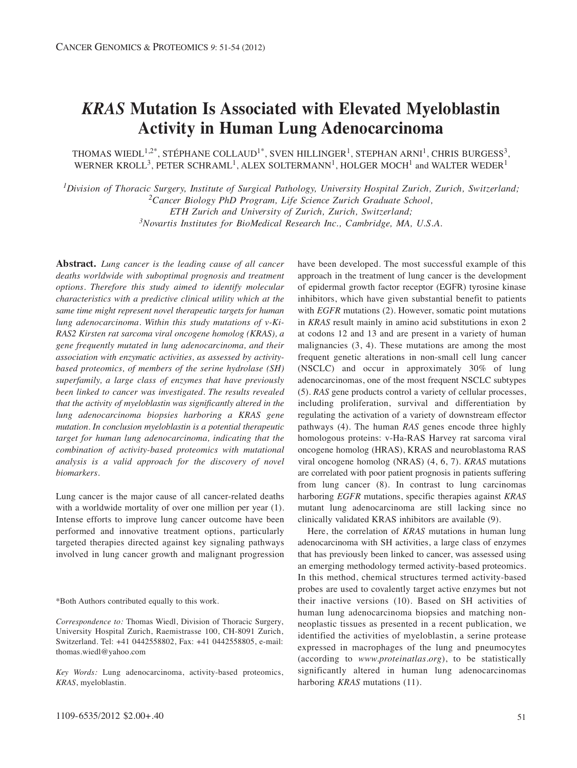# *KRAS* Mutation Is Associated with Elevated Myeloblastin Activity in Human Lung Adenocarcinoma

THOMAS WIEDL[1,2*], STÉPHANE COLLAUD[1*], SVEN HILLINGER[1], STEPHAN ARNI[1], CHRIS BURGESS[3], WERNER KROLL[3], PETER SCHRAML[1], ALEX SOLTERMANN[1], HOLGER MOCH[1] and WALTER WEDER[1]

*[1]Division of Thoracic Surgery, Institute of Surgical Pathology, University Hospital Zurich, Zurich, Switzerland;*
*[2]Cancer Biology PhD Program, Life Science Zurich Graduate School, ETH Zurich and University of Zurich, Zurich, Switzerland;*
*[3]Novartis Institutes for BioMedical Research Inc., Cambridge, MA, U.S.A.*

**Abstract.** *Lung cancer is the leading cause of all cancer deaths worldwide with suboptimal prognosis and treatment options. Therefore this study aimed to identify molecular characteristics with a predictive clinical utility which at the same time might represent novel therapeutic targets for human lung adenocarcinoma. Within this study mutations of v-Ki-RAS2 Kirsten rat sarcoma viral oncogene homolog (KRAS), a gene frequently mutated in lung adenocarcinoma, and their association with enzymatic activities, as assessed by activity-based proteomics, of members of the serine hydrolase (SH) superfamily, a large class of enzymes that have previously been linked to cancer was investigated. The results revealed that the activity of myeloblastin was significantly altered in the lung adenocarcinoma biopsies harboring a KRAS gene mutation. In conclusion myeloblastin is a potential therapeutic target for human lung adenocarcinoma, indicating that the combination of activity-based proteomics with mutational analysis is a valid approach for the discovery of novel biomarkers.*

Lung cancer is the major cause of all cancer-related deaths with a worldwide mortality of over one million per year (1). Intense efforts to improve lung cancer outcome have been performed and innovative treatment options, particularly targeted therapies directed against key signaling pathways involved in lung cancer growth and malignant progression have been developed. The most successful example of this approach in the treatment of lung cancer is the development of epidermal growth factor receptor (EGFR) tyrosine kinase inhibitors, which have given substantial benefit to patients with *EGFR* mutations (2). However, somatic point mutations in *KRAS* result mainly in amino acid substitutions in exon 2 at codons 12 and 13 and are present in a variety of human malignancies (3, 4). These mutations are among the most frequent genetic alterations in non-small cell lung cancer (NSCLC) and occur in approximately 30% of lung adenocarcinomas, one of the most frequent NSCLC subtypes (5). *RAS* gene products control a variety of cellular processes, including proliferation, survival and differentiation by regulating the activation of a variety of downstream effector pathways (4). The human *RAS* genes encode three highly homologous proteins: v-Ha-RAS Harvey rat sarcoma viral oncogene homolog (HRAS), KRAS and neuroblastoma RAS viral oncogene homolog (NRAS) (4, 6, 7). *KRAS* mutations are correlated with poor patient prognosis in patients suffering from lung cancer (8). In contrast to lung carcinomas harboring *EGFR* mutations, specific therapies against *KRAS* mutant lung adenocarcinoma are still lacking since no clinically validated KRAS inhibitors are available (9).

Here, the correlation of *KRAS* mutations in human lung adenocarcinoma with SH activities, a large class of enzymes that has previously been linked to cancer, was assessed using an emerging methodology termed activity-based proteomics. In this method, chemical structures termed activity-based probes are used to covalently target active enzymes but not their inactive versions (10). Based on SH activities of human lung adenocarcinoma biopsies and matching non-neoplastic tissues as presented in a recent publication, we identified the activities of myeloblastin, a serine protease expressed in macrophages of the lung and pneumocytes (according to *www.proteinatlas.org*), to be statistically significantly altered in human lung adenocarcinomas harboring *KRAS* mutations (11).

*Both Authors contributed equally to this work.

*Correspondence to:* Thomas Wiedl, Division of Thoracic Surgery, University Hospital Zurich, Raemistrasse 100, CH-8091 Zurich, Switzerland. Tel: +41 0442558802, Fax: +41 0442558805, e-mail: thomas.wiedl@yahoo.com

*Key Words:* Lung adenocarcinoma, activity-based proteomics, *KRAS*, myeloblastin.

1109-6535/2012 $2.00+.40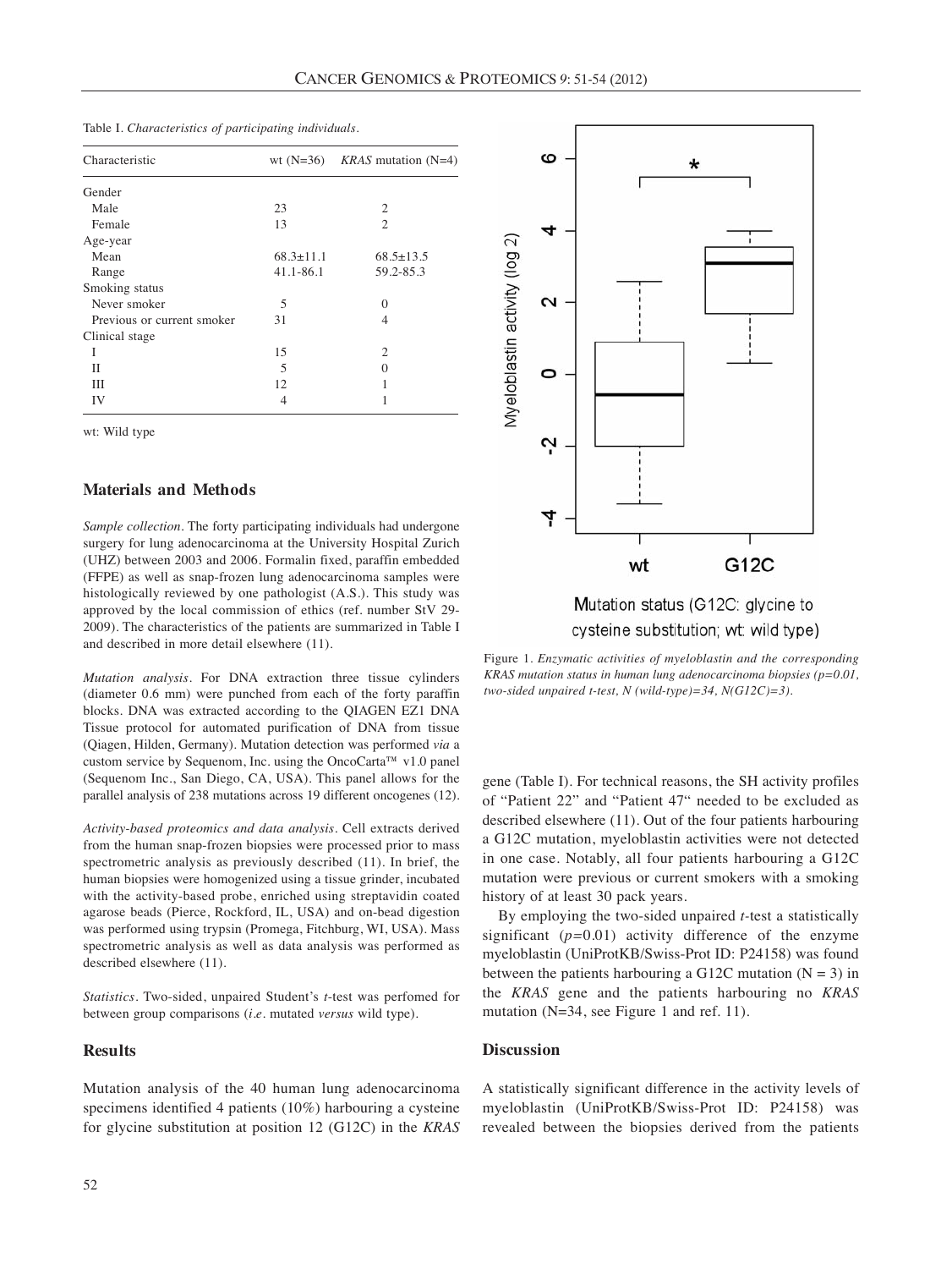Table I. *Characteristics of participating individuals.*

| Characteristic | wt (N=36) | *KRAS* mutation (N=4) |
|---|---|---|
| Gender | | |
| Male | 23 | 2 |
| Female | 13 | 2 |
| Age-year | | |
| Mean | 68.3±11.1 | 68.5±13.5 |
| Range | 41.1-86.1 | 59.2-85.3 |
| Smoking status | | |
| Never smoker | 5 | 0 |
| Previous or current smoker | 31 | 4 |
| Clinical stage | | |
| I | 15 | 2 |
| II | 5 | 0 |
| III | 12 | 1 |
| IV | 4 | 1 |

wt: Wild type

## Materials and Methods

*Sample collection.* The forty participating individuals had undergone surgery for lung adenocarcinoma at the University Hospital Zurich (UHZ) between 2003 and 2006. Formalin fixed, paraffin embedded (FFPE) as well as snap-frozen lung adenocarcinoma samples were histologically reviewed by one pathologist (A.S.). This study was approved by the local commission of ethics (ref. number StV 29-2009). The characteristics of the patients are summarized in Table I and described in more detail elsewhere (11).

*Mutation analysis.* For DNA extraction three tissue cylinders (diameter 0.6 mm) were punched from each of the forty paraffin blocks. DNA was extracted according to the QIAGEN EZ1 DNA Tissue protocol for automated purification of DNA from tissue (Qiagen, Hilden, Germany). Mutation detection was performed *via* a custom service by Sequenom, Inc. using the OncoCarta™ v1.0 panel (Sequenom Inc., San Diego, CA, USA). This panel allows for the parallel analysis of 238 mutations across 19 different oncogenes (12).

*Activity-based proteomics and data analysis.* Cell extracts derived from the human snap-frozen biopsies were processed prior to mass spectrometric analysis as previously described (11). In brief, the human biopsies were homogenized using a tissue grinder, incubated with the activity-based probe, enriched using streptavidin coated agarose beads (Pierce, Rockford, IL, USA) and on-bead digestion was performed using trypsin (Promega, Fitchburg, WI, USA). Mass spectrometric analysis as well as data analysis was performed as described elsewhere (11).

*Statistics.* Two-sided, unpaired Student's *t*-test was perfomed for between group comparisons (*i.e.* mutated *versus* wild type).

## Results

Mutation analysis of the 40 human lung adenocarcinoma specimens identified 4 patients (10%) harbouring a cysteine for glycine substitution at position 12 (G12C) in the *KRAS* gene (Table I). For technical reasons, the SH activity profiles of "Patient 22" and "Patient 47" needed to be excluded as described elsewhere (11). Out of the four patients harbouring a G12C mutation, myeloblastin activities were not detected in one case. Notably, all four patients harbouring a G12C mutation were previous or current smokers with a smoking history of at least 30 pack years.

By employing the two-sided unpaired *t*-test a statistically significant ($p$=0.01) activity difference of the enzyme myeloblastin (UniProtKB/Swiss-Prot ID: P24158) was found between the patients harbouring a G12C mutation (N = 3) in the *KRAS* gene and the patients harbouring no *KRAS* mutation (N=34, see Figure 1 and ref. 11).

Figure 1. *Enzymatic activities of myeloblastin and the corresponding KRAS mutation status in human lung adenocarcinoma biopsies (p=0.01, two-sided unpaired t-test, N (wild-type)=34, N(G12C)=3).*

## Discussion

A statistically significant difference in the activity levels of myeloblastin (UniProtKB/Swiss-Prot ID: P24158) was revealed between the biopsies derived from the patients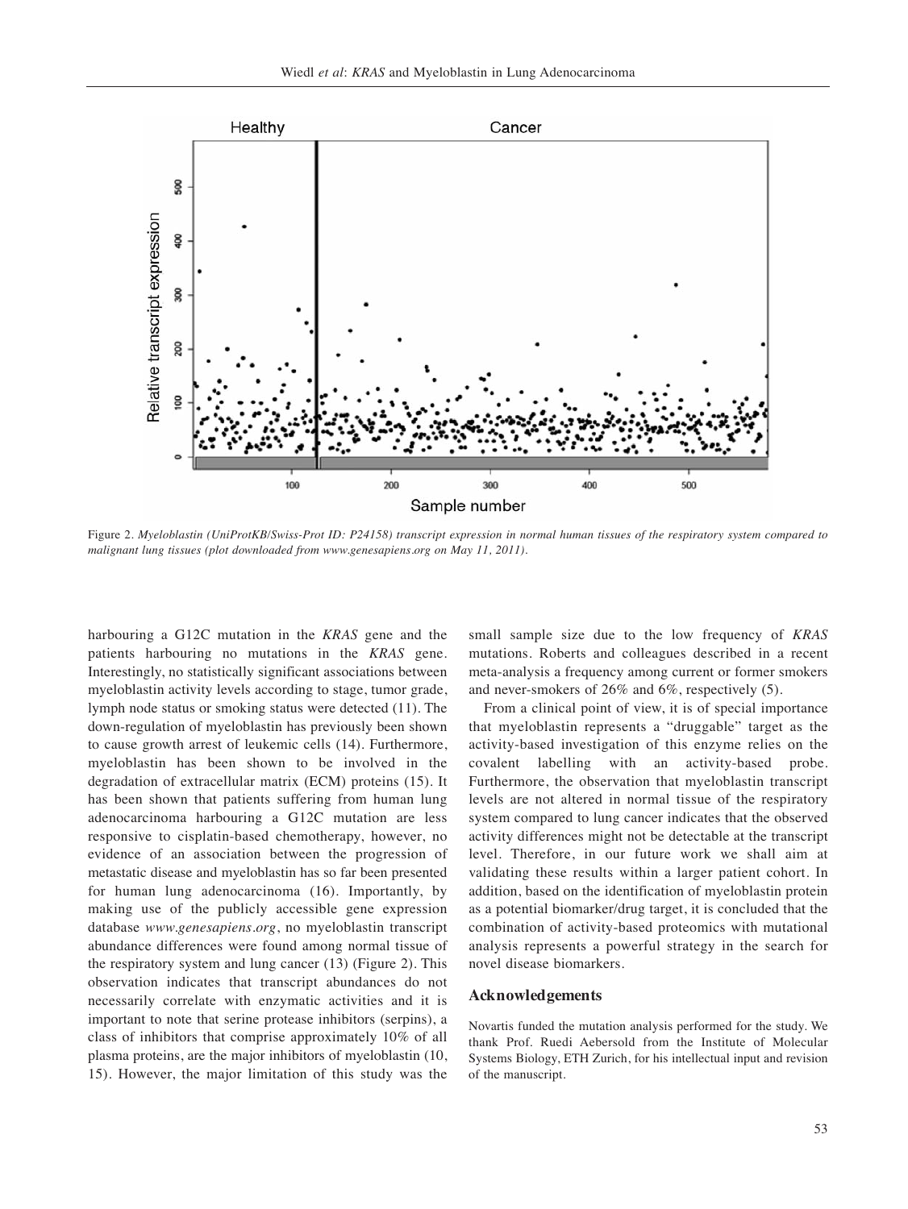Figure 2. *Myeloblastin (UniProtKB/Swiss-Prot ID: P24158) transcript expression in normal human tissues of the respiratory system compared to malignant lung tissues (plot downloaded from www.genesapiens.org on May 11, 2011).*

harbouring a G12C mutation in the *KRAS* gene and the patients harbouring no mutations in the *KRAS* gene. Interestingly, no statistically significant associations between myeloblastin activity levels according to stage, tumor grade, lymph node status or smoking status were detected (11). The down-regulation of myeloblastin has previously been shown to cause growth arrest of leukemic cells (14). Furthermore, myeloblastin has been shown to be involved in the degradation of extracellular matrix (ECM) proteins (15). It has been shown that patients suffering from human lung adenocarcinoma harbouring a G12C mutation are less responsive to cisplatin-based chemotherapy, however, no evidence of an association between the progression of metastatic disease and myeloblastin has so far been presented for human lung adenocarcinoma (16). Importantly, by making use of the publicly accessible gene expression database *www.genesapiens.org*, no myeloblastin transcript abundance differences were found among normal tissue of the respiratory system and lung cancer (13) (Figure 2). This observation indicates that transcript abundances do not necessarily correlate with enzymatic activities and it is important to note that serine protease inhibitors (serpins), a class of inhibitors that comprise approximately 10% of all plasma proteins, are the major inhibitors of myeloblastin (10, 15). However, the major limitation of this study was the small sample size due to the low frequency of *KRAS* mutations. Roberts and colleagues described in a recent meta-analysis a frequency among current or former smokers and never-smokers of 26% and 6%, respectively (5).

From a clinical point of view, it is of special importance that myeloblastin represents a "druggable" target as the activity-based investigation of this enzyme relies on the covalent labelling with an activity-based probe. Furthermore, the observation that myeloblastin transcript levels are not altered in normal tissue of the respiratory system compared to lung cancer indicates that the observed activity differences might not be detectable at the transcript level. Therefore, in our future work we shall aim at validating these results within a larger patient cohort. In addition, based on the identification of myeloblastin protein as a potential biomarker/drug target, it is concluded that the combination of activity-based proteomics with mutational analysis represents a powerful strategy in the search for novel disease biomarkers.

## Acknowledgements

Novartis funded the mutation analysis performed for the study. We thank Prof. Ruedi Aebersold from the Institute of Molecular Systems Biology, ETH Zurich, for his intellectual input and revision of the manuscript.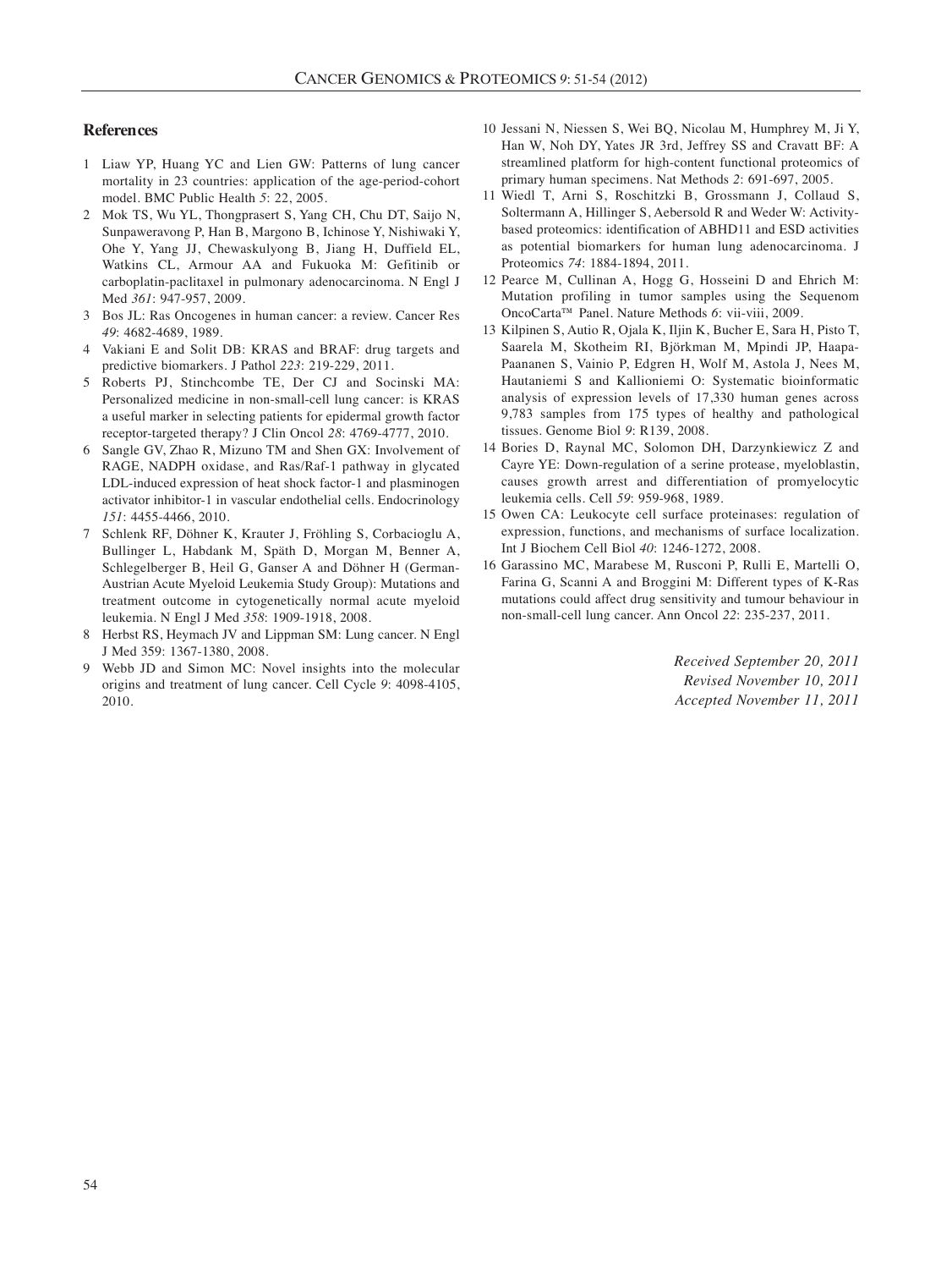## References

1. Liaw YP, Huang YC and Lien GW: Patterns of lung cancer mortality in 23 countries: application of the age-period-cohort model. BMC Public Health *5*: 22, 2005.
2. Mok TS, Wu YL, Thongprasert S, Yang CH, Chu DT, Saijo N, Sunpaweravong P, Han B, Margono B, Ichinose Y, Nishiwaki Y, Ohe Y, Yang JJ, Chewaskulyong B, Jiang H, Duffield EL, Watkins CL, Armour AA and Fukuoka M: Gefitinib or carboplatin-paclitaxel in pulmonary adenocarcinoma. N Engl J Med *361*: 947-957, 2009.
3. Bos JL: Ras Oncogenes in human cancer: a review. Cancer Res *49*: 4682-4689, 1989.
4. Vakiani E and Solit DB: KRAS and BRAF: drug targets and predictive biomarkers. J Pathol *223*: 219-229, 2011.
5. Roberts PJ, Stinchcombe TE, Der CJ and Socinski MA: Personalized medicine in non-small-cell lung cancer: is KRAS a useful marker in selecting patients for epidermal growth factor receptor-targeted therapy? J Clin Oncol *28*: 4769-4777, 2010.
6. Sangle GV, Zhao R, Mizuno TM and Shen GX: Involvement of RAGE, NADPH oxidase, and Ras/Raf-1 pathway in glycated LDL-induced expression of heat shock factor-1 and plasminogen activator inhibitor-1 in vascular endothelial cells. Endocrinology *151*: 4455-4466, 2010.
7. Schlenk RF, Döhner K, Krauter J, Fröhling S, Corbacioglu A, Bullinger L, Habdank M, Späth D, Morgan M, Benner A, Schlegelberger B, Heil G, Ganser A and Döhner H (German-Austrian Acute Myeloid Leukemia Study Group): Mutations and treatment outcome in cytogenetically normal acute myeloid leukemia. N Engl J Med *358*: 1909-1918, 2008.
8. Herbst RS, Heymach JV and Lippman SM: Lung cancer. N Engl J Med 359: 1367-1380, 2008.
9. Webb JD and Simon MC: Novel insights into the molecular origins and treatment of lung cancer. Cell Cycle *9*: 4098-4105, 2010.
10. Jessani N, Niessen S, Wei BQ, Nicolau M, Humphrey M, Ji Y, Han W, Noh DY, Yates JR 3rd, Jeffrey SS and Cravatt BF: A streamlined platform for high-content functional proteomics of primary human specimens. Nat Methods *2*: 691-697, 2005.
11. Wiedl T, Arni S, Roschitzki B, Grossmann J, Collaud S, Soltermann A, Hillinger S, Aebersold R and Weder W: Activity-based proteomics: identification of ABHD11 and ESD activities as potential biomarkers for human lung adenocarcinoma. J Proteomics *74*: 1884-1894, 2011.
12. Pearce M, Cullinan A, Hogg G, Hosseini D and Ehrich M: Mutation profiling in tumor samples using the Sequenom OncoCarta™ Panel. Nature Methods *6*: vii-viii, 2009.
13. Kilpinen S, Autio R, Ojala K, Iljin K, Bucher E, Sara H, Pisto T, Saarela M, Skotheim RI, Björkman M, Mpindi JP, Haapa-Paananen S, Vainio P, Edgren H, Wolf M, Astola J, Nees M, Hautaniemi S and Kallioniemi O: Systematic bioinformatic analysis of expression levels of 17,330 human genes across 9,783 samples from 175 types of healthy and pathological tissues. Genome Biol *9*: R139, 2008.
14. Bories D, Raynal MC, Solomon DH, Darzynkiewicz Z and Cayre YE: Down-regulation of a serine protease, myeloblastin, causes growth arrest and differentiation of promyelocytic leukemia cells. Cell *59*: 959-968, 1989.
15. Owen CA: Leukocyte cell surface proteinases: regulation of expression, functions, and mechanisms of surface localization. Int J Biochem Cell Biol *40*: 1246-1272, 2008.
16. Garassino MC, Marabese M, Rusconi P, Rulli E, Martelli O, Farina G, Scanni A and Broggini M: Different types of K-Ras mutations could affect drug sensitivity and tumour behaviour in non-small-cell lung cancer. Ann Oncol *22*: 235-237, 2011.

*Received September 20, 2011*
*Revised November 10, 2011*
*Accepted November 11, 2011*